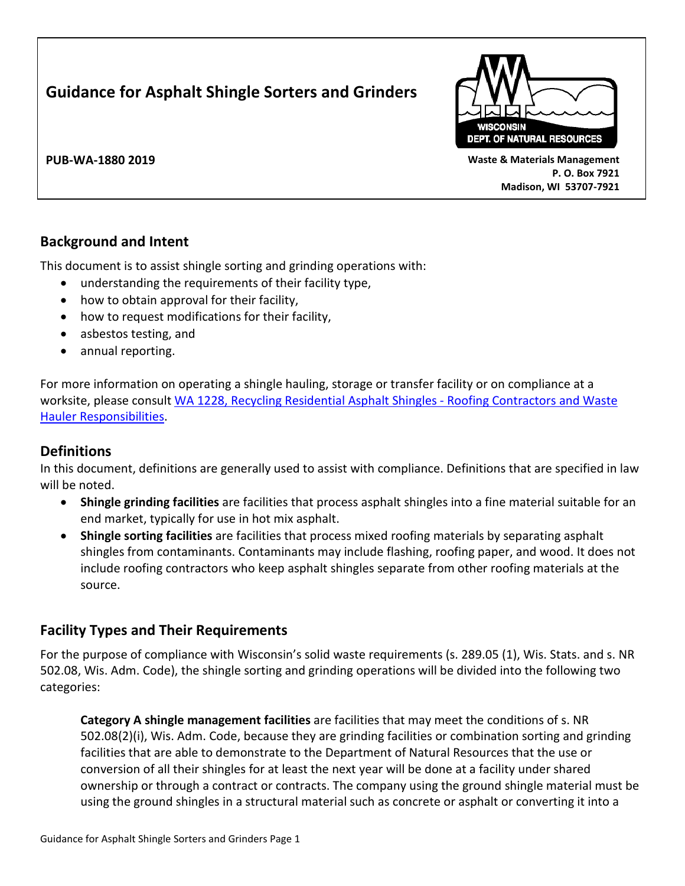# Guidance for Asphalt Shingle Sorters and Grinders

**PUB-WA-1880 2019**

**Waste & Materials Management**
**P. O. Box 7921**
**Madison, WI 53707-7921**

## Background and Intent

This document is to assist shingle sorting and grinding operations with:

- understanding the requirements of their facility type,
- how to obtain approval for their facility,
- how to request modifications for their facility,
- asbestos testing, and
- annual reporting.

For more information on operating a shingle hauling, storage or transfer facility or on compliance at a worksite, please consult [WA 1228, Recycling Residential Asphalt Shingles - Roofing Contractors and Waste Hauler Responsibilities](#).

## Definitions

In this document, definitions are generally used to assist with compliance. Definitions that are specified in law will be noted.

- **Shingle grinding facilities** are facilities that process asphalt shingles into a fine material suitable for an end market, typically for use in hot mix asphalt.
- **Shingle sorting facilities** are facilities that process mixed roofing materials by separating asphalt shingles from contaminants. Contaminants may include flashing, roofing paper, and wood. It does not include roofing contractors who keep asphalt shingles separate from other roofing materials at the source.

## Facility Types and Their Requirements

For the purpose of compliance with Wisconsin's solid waste requirements (s. 289.05 (1), Wis. Stats. and s. NR 502.08, Wis. Adm. Code), the shingle sorting and grinding operations will be divided into the following two categories:

**Category A shingle management facilities** are facilities that may meet the conditions of s. NR 502.08(2)(i), Wis. Adm. Code, because they are grinding facilities or combination sorting and grinding facilities that are able to demonstrate to the Department of Natural Resources that the use or conversion of all their shingles for at least the next year will be done at a facility under shared ownership or through a contract or contracts. The company using the ground shingle material must be using the ground shingles in a structural material such as concrete or asphalt or converting it into a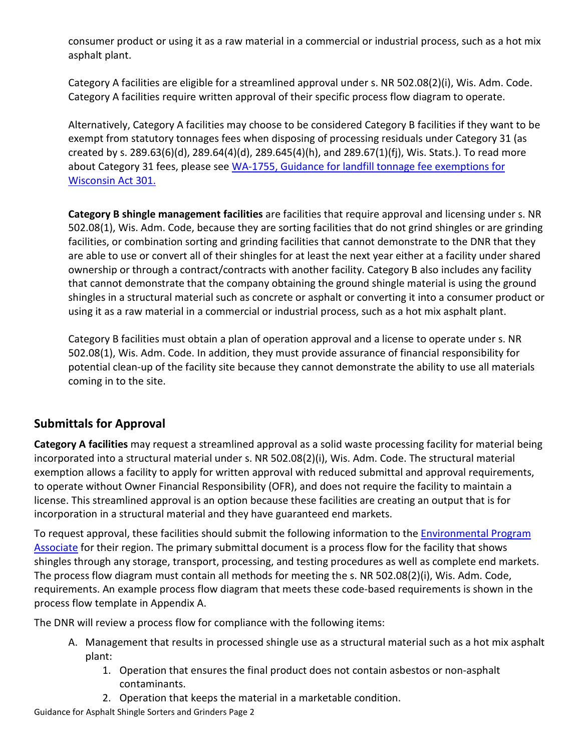consumer product or using it as a raw material in a commercial or industrial process, such as a hot mix asphalt plant.

Category A facilities are eligible for a streamlined approval under s. NR 502.08(2)(i), Wis. Adm. Code. Category A facilities require written approval of their specific process flow diagram to operate.

Alternatively, Category A facilities may choose to be considered Category B facilities if they want to be exempt from statutory tonnages fees when disposing of processing residuals under Category 31 (as created by s. 289.63(6)(d), 289.64(4)(d), 289.645(4)(h), and 289.67(1)(fj), Wis. Stats.). To read more about Category 31 fees, please see [WA-1755, Guidance for landfill tonnage fee exemptions for Wisconsin Act 301.](WA-1755)

**Category B shingle management facilities** are facilities that require approval and licensing under s. NR 502.08(1), Wis. Adm. Code, because they are sorting facilities that do not grind shingles or are grinding facilities, or combination sorting and grinding facilities that cannot demonstrate to the DNR that they are able to use or convert all of their shingles for at least the next year either at a facility under shared ownership or through a contract/contracts with another facility. Category B also includes any facility that cannot demonstrate that the company obtaining the ground shingle material is using the ground shingles in a structural material such as concrete or asphalt or converting it into a consumer product or using it as a raw material in a commercial or industrial process, such as a hot mix asphalt plant.

Category B facilities must obtain a plan of operation approval and a license to operate under s. NR 502.08(1), Wis. Adm. Code. In addition, they must provide assurance of financial responsibility for potential clean-up of the facility site because they cannot demonstrate the ability to use all materials coming in to the site.

## Submittals for Approval

**Category A facilities** may request a streamlined approval as a solid waste processing facility for material being incorporated into a structural material under s. NR 502.08(2)(i), Wis. Adm. Code. The structural material exemption allows a facility to apply for written approval with reduced submittal and approval requirements, to operate without Owner Financial Responsibility (OFR), and does not require the facility to maintain a license. This streamlined approval is an option because these facilities are creating an output that is for incorporation in a structural material and they have guaranteed end markets.

To request approval, these facilities should submit the following information to the Environmental Program Associate for their region. The primary submittal document is a process flow for the facility that shows shingles through any storage, transport, processing, and testing procedures as well as complete end markets. The process flow diagram must contain all methods for meeting the s. NR 502.08(2)(i), Wis. Adm. Code, requirements. An example process flow diagram that meets these code-based requirements is shown in the process flow template in Appendix A.

The DNR will review a process flow for compliance with the following items:

A. Management that results in processed shingle use as a structural material such as a hot mix asphalt plant:
   1. Operation that ensures the final product does not contain asbestos or non-asphalt contaminants.
   2. Operation that keeps the material in a marketable condition.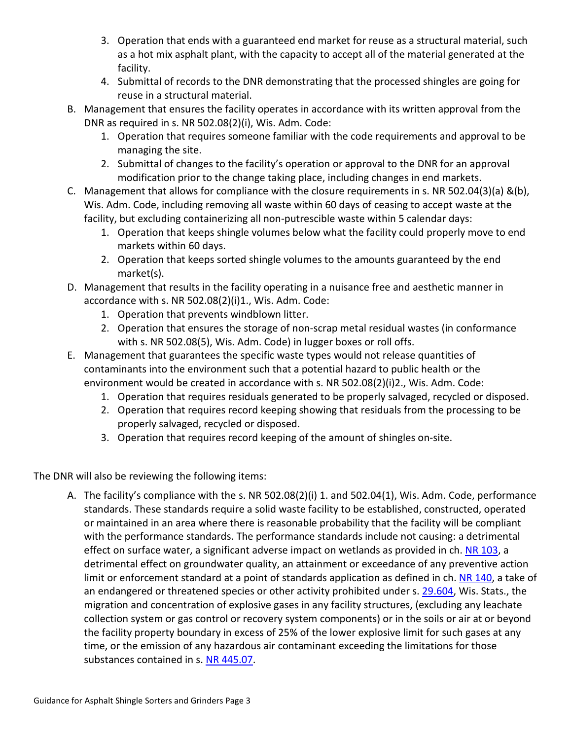3. Operation that ends with a guaranteed end market for reuse as a structural material, such as a hot mix asphalt plant, with the capacity to accept all of the material generated at the facility.
   4. Submittal of records to the DNR demonstrating that the processed shingles are going for reuse in a structural material.

B. Management that ensures the facility operates in accordance with its written approval from the DNR as required in s. NR 502.08(2)(i), Wis. Adm. Code:
   1. Operation that requires someone familiar with the code requirements and approval to be managing the site.
   2. Submittal of changes to the facility's operation or approval to the DNR for an approval modification prior to the change taking place, including changes in end markets.

C. Management that allows for compliance with the closure requirements in s. NR 502.04(3)(a) &(b), Wis. Adm. Code, including removing all waste within 60 days of ceasing to accept waste at the facility, but excluding containerizing all non-putrescible waste within 5 calendar days:
   1. Operation that keeps shingle volumes below what the facility could properly move to end markets within 60 days.
   2. Operation that keeps sorted shingle volumes to the amounts guaranteed by the end market(s).

D. Management that results in the facility operating in a nuisance free and aesthetic manner in accordance with s. NR 502.08(2)(i)1., Wis. Adm. Code:
   1. Operation that prevents windblown litter.
   2. Operation that ensures the storage of non-scrap metal residual wastes (in conformance with s. NR 502.08(5), Wis. Adm. Code) in lugger boxes or roll offs.

E. Management that guarantees the specific waste types would not release quantities of contaminants into the environment such that a potential hazard to public health or the environment would be created in accordance with s. NR 502.08(2)(i)2., Wis. Adm. Code:
   1. Operation that requires residuals generated to be properly salvaged, recycled or disposed.
   2. Operation that requires record keeping showing that residuals from the processing to be properly salvaged, recycled or disposed.
   3. Operation that requires record keeping of the amount of shingles on-site.

The DNR will also be reviewing the following items:

A. The facility's compliance with the s. NR 502.08(2)(i) 1. and 502.04(1), Wis. Adm. Code, performance standards. These standards require a solid waste facility to be established, constructed, operated or maintained in an area where there is reasonable probability that the facility will be compliant with the performance standards. The performance standards include not causing: a detrimental effect on surface water, a significant adverse impact on wetlands as provided in ch. NR 103, a detrimental effect on groundwater quality, an attainment or exceedance of any preventive action limit or enforcement standard at a point of standards application as defined in ch. NR 140, a take of an endangered or threatened species or other activity prohibited under s. 29.604, Wis. Stats., the migration and concentration of explosive gases in any facility structures, (excluding any leachate collection system or gas control or recovery system components) or in the soils or air at or beyond the facility property boundary in excess of 25% of the lower explosive limit for such gases at any time, or the emission of any hazardous air contaminant exceeding the limitations for those substances contained in s. NR 445.07.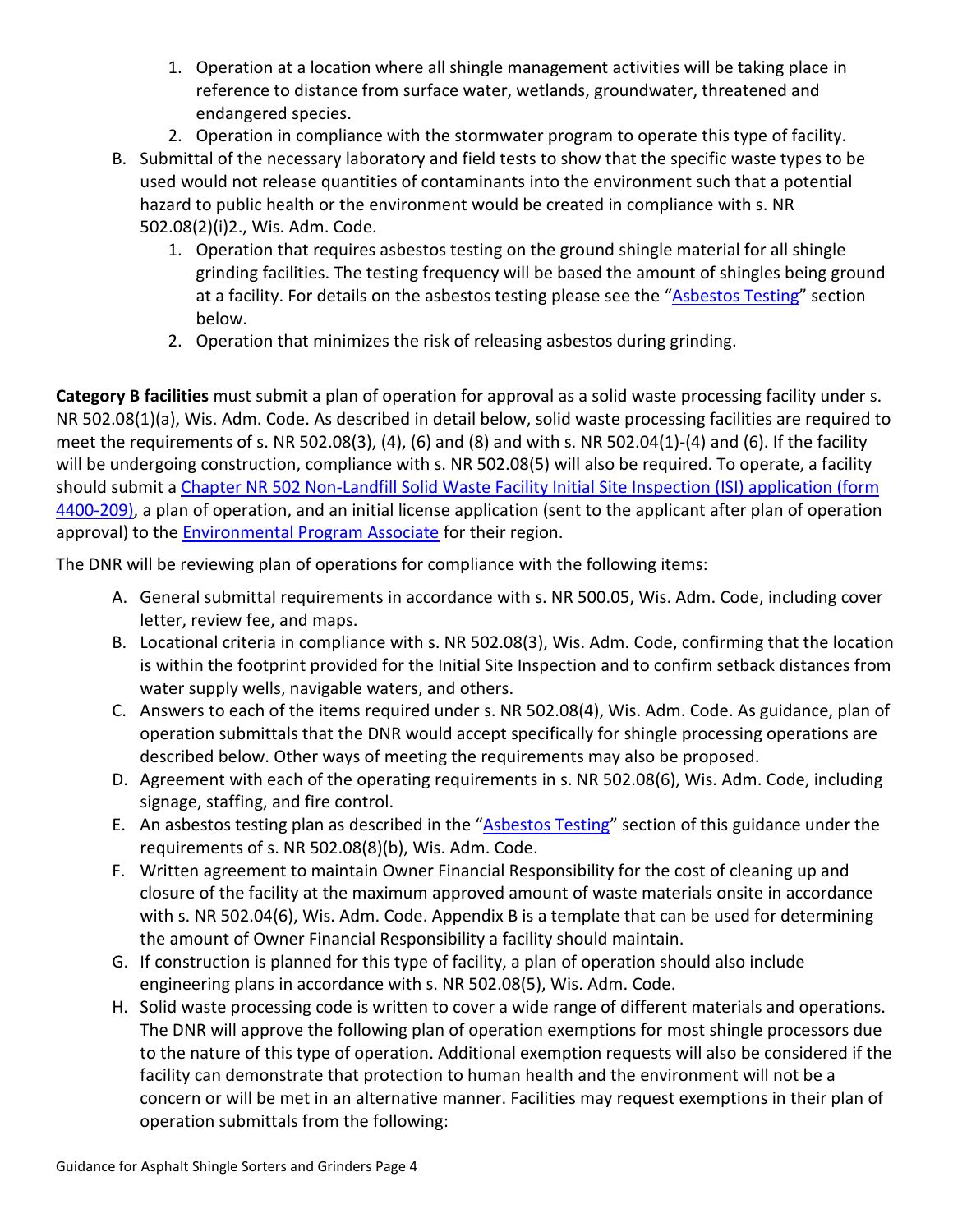1. Operation at a location where all shingle management activities will be taking place in reference to distance from surface water, wetlands, groundwater, threatened and endangered species.
   2. Operation in compliance with the stormwater program to operate this type of facility.

B. Submittal of the necessary laboratory and field tests to show that the specific waste types to be used would not release quantities of contaminants into the environment such that a potential hazard to public health or the environment would be created in compliance with s. NR 502.08(2)(i)2., Wis. Adm. Code.
   1. Operation that requires asbestos testing on the ground shingle material for all shingle grinding facilities. The testing frequency will be based the amount of shingles being ground at a facility. For details on the asbestos testing please see the "Asbestos Testing" section below.
   2. Operation that minimizes the risk of releasing asbestos during grinding.

**Category B facilities** must submit a plan of operation for approval as a solid waste processing facility under s. NR 502.08(1)(a), Wis. Adm. Code. As described in detail below, solid waste processing facilities are required to meet the requirements of s. NR 502.08(3), (4), (6) and (8) and with s. NR 502.04(1)-(4) and (6). If the facility will be undergoing construction, compliance with s. NR 502.08(5) will also be required. To operate, a facility should submit a Chapter NR 502 Non-Landfill Solid Waste Facility Initial Site Inspection (ISI) application (form 4400-209), a plan of operation, and an initial license application (sent to the applicant after plan of operation approval) to the Environmental Program Associate for their region.

The DNR will be reviewing plan of operations for compliance with the following items:

A. General submittal requirements in accordance with s. NR 500.05, Wis. Adm. Code, including cover letter, review fee, and maps.
B. Locational criteria in compliance with s. NR 502.08(3), Wis. Adm. Code, confirming that the location is within the footprint provided for the Initial Site Inspection and to confirm setback distances from water supply wells, navigable waters, and others.
C. Answers to each of the items required under s. NR 502.08(4), Wis. Adm. Code. As guidance, plan of operation submittals that the DNR would accept specifically for shingle processing operations are described below. Other ways of meeting the requirements may also be proposed.
D. Agreement with each of the operating requirements in s. NR 502.08(6), Wis. Adm. Code, including signage, staffing, and fire control.
E. An asbestos testing plan as described in the "Asbestos Testing" section of this guidance under the requirements of s. NR 502.08(8)(b), Wis. Adm. Code.
F. Written agreement to maintain Owner Financial Responsibility for the cost of cleaning up and closure of the facility at the maximum approved amount of waste materials onsite in accordance with s. NR 502.04(6), Wis. Adm. Code. Appendix B is a template that can be used for determining the amount of Owner Financial Responsibility a facility should maintain.
G. If construction is planned for this type of facility, a plan of operation should also include engineering plans in accordance with s. NR 502.08(5), Wis. Adm. Code.
H. Solid waste processing code is written to cover a wide range of different materials and operations. The DNR will approve the following plan of operation exemptions for most shingle processors due to the nature of this type of operation. Additional exemption requests will also be considered if the facility can demonstrate that protection to human health and the environment will not be a concern or will be met in an alternative manner. Facilities may request exemptions in their plan of operation submittals from the following: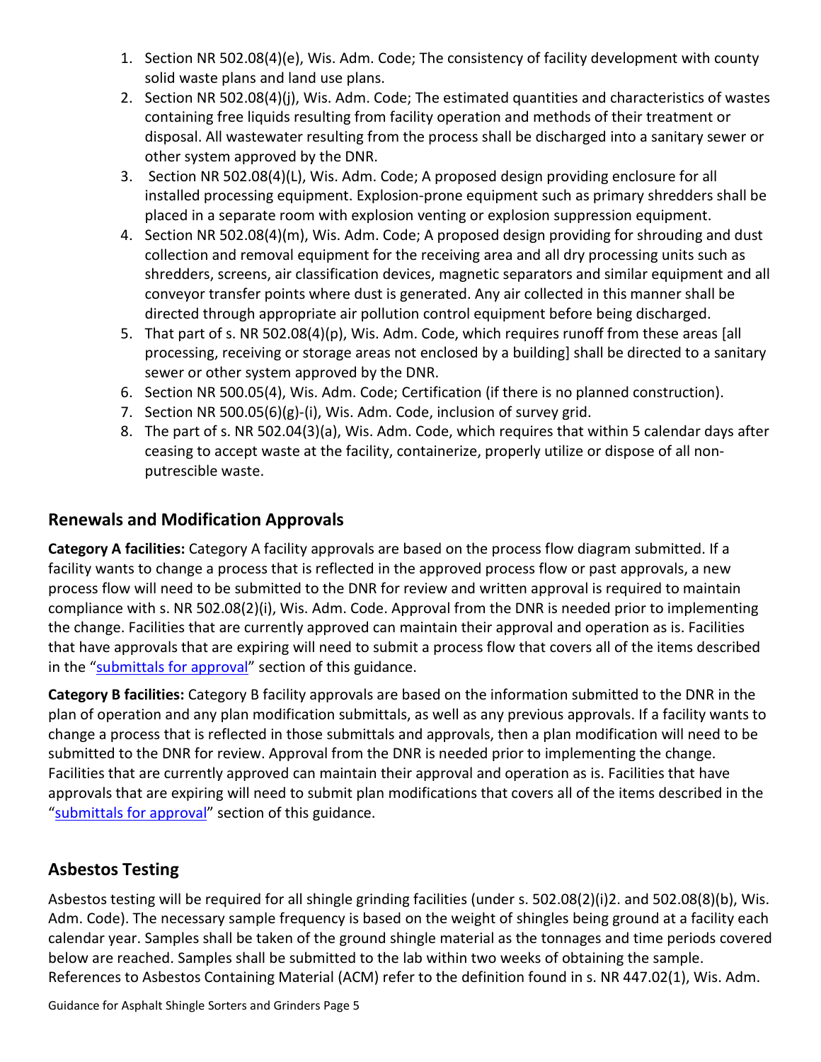1. Section NR 502.08(4)(e), Wis. Adm. Code; The consistency of facility development with county solid waste plans and land use plans.
2. Section NR 502.08(4)(j), Wis. Adm. Code; The estimated quantities and characteristics of wastes containing free liquids resulting from facility operation and methods of their treatment or disposal. All wastewater resulting from the process shall be discharged into a sanitary sewer or other system approved by the DNR.
3. Section NR 502.08(4)(L), Wis. Adm. Code; A proposed design providing enclosure for all installed processing equipment. Explosion-prone equipment such as primary shredders shall be placed in a separate room with explosion venting or explosion suppression equipment.
4. Section NR 502.08(4)(m), Wis. Adm. Code; A proposed design providing for shrouding and dust collection and removal equipment for the receiving area and all dry processing units such as shredders, screens, air classification devices, magnetic separators and similar equipment and all conveyor transfer points where dust is generated. Any air collected in this manner shall be directed through appropriate air pollution control equipment before being discharged.
5. That part of s. NR 502.08(4)(p), Wis. Adm. Code, which requires runoff from these areas [all processing, receiving or storage areas not enclosed by a building] shall be directed to a sanitary sewer or other system approved by the DNR.
6. Section NR 500.05(4), Wis. Adm. Code; Certification (if there is no planned construction).
7. Section NR 500.05(6)(g)-(i), Wis. Adm. Code, inclusion of survey grid.
8. The part of s. NR 502.04(3)(a), Wis. Adm. Code, which requires that within 5 calendar days after ceasing to accept waste at the facility, containerize, properly utilize or dispose of all non-putrescible waste.

## Renewals and Modification Approvals

**Category A facilities:** Category A facility approvals are based on the process flow diagram submitted. If a facility wants to change a process that is reflected in the approved process flow or past approvals, a new process flow will need to be submitted to the DNR for review and written approval is required to maintain compliance with s. NR 502.08(2)(i), Wis. Adm. Code. Approval from the DNR is needed prior to implementing the change. Facilities that are currently approved can maintain their approval and operation as is. Facilities that have approvals that are expiring will need to submit a process flow that covers all of the items described in the "submittals for approval" section of this guidance.

**Category B facilities:** Category B facility approvals are based on the information submitted to the DNR in the plan of operation and any plan modification submittals, as well as any previous approvals. If a facility wants to change a process that is reflected in those submittals and approvals, then a plan modification will need to be submitted to the DNR for review. Approval from the DNR is needed prior to implementing the change. Facilities that are currently approved can maintain their approval and operation as is. Facilities that have approvals that are expiring will need to submit plan modifications that covers all of the items described in the "submittals for approval" section of this guidance.

## Asbestos Testing

Asbestos testing will be required for all shingle grinding facilities (under s. 502.08(2)(i)2. and 502.08(8)(b), Wis. Adm. Code). The necessary sample frequency is based on the weight of shingles being ground at a facility each calendar year. Samples shall be taken of the ground shingle material as the tonnages and time periods covered below are reached. Samples shall be submitted to the lab within two weeks of obtaining the sample. References to Asbestos Containing Material (ACM) refer to the definition found in s. NR 447.02(1), Wis. Adm.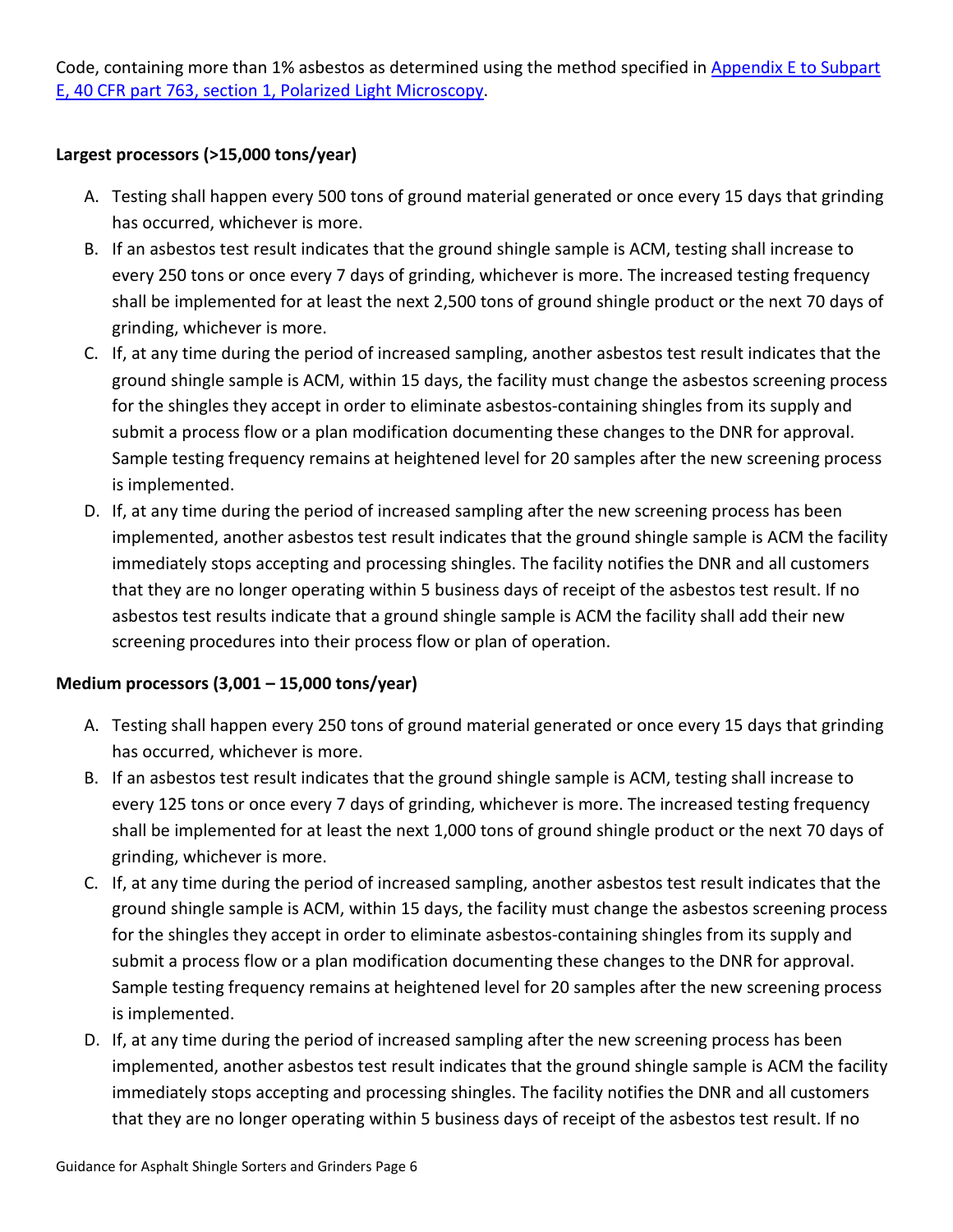Code, containing more than 1% asbestos as determined using the method specified in [Appendix E to Subpart E, 40 CFR part 763, section 1, Polarized Light Microscopy](#).

**Largest processors (>15,000 tons/year)**

A. Testing shall happen every 500 tons of ground material generated or once every 15 days that grinding has occurred, whichever is more.
B. If an asbestos test result indicates that the ground shingle sample is ACM, testing shall increase to every 250 tons or once every 7 days of grinding, whichever is more. The increased testing frequency shall be implemented for at least the next 2,500 tons of ground shingle product or the next 70 days of grinding, whichever is more.
C. If, at any time during the period of increased sampling, another asbestos test result indicates that the ground shingle sample is ACM, within 15 days, the facility must change the asbestos screening process for the shingles they accept in order to eliminate asbestos-containing shingles from its supply and submit a process flow or a plan modification documenting these changes to the DNR for approval. Sample testing frequency remains at heightened level for 20 samples after the new screening process is implemented.
D. If, at any time during the period of increased sampling after the new screening process has been implemented, another asbestos test result indicates that the ground shingle sample is ACM the facility immediately stops accepting and processing shingles. The facility notifies the DNR and all customers that they are no longer operating within 5 business days of receipt of the asbestos test result. If no asbestos test results indicate that a ground shingle sample is ACM the facility shall add their new screening procedures into their process flow or plan of operation.

**Medium processors (3,001 – 15,000 tons/year)**

A. Testing shall happen every 250 tons of ground material generated or once every 15 days that grinding has occurred, whichever is more.
B. If an asbestos test result indicates that the ground shingle sample is ACM, testing shall increase to every 125 tons or once every 7 days of grinding, whichever is more. The increased testing frequency shall be implemented for at least the next 1,000 tons of ground shingle product or the next 70 days of grinding, whichever is more.
C. If, at any time during the period of increased sampling, another asbestos test result indicates that the ground shingle sample is ACM, within 15 days, the facility must change the asbestos screening process for the shingles they accept in order to eliminate asbestos-containing shingles from its supply and submit a process flow or a plan modification documenting these changes to the DNR for approval. Sample testing frequency remains at heightened level for 20 samples after the new screening process is implemented.
D. If, at any time during the period of increased sampling after the new screening process has been implemented, another asbestos test result indicates that the ground shingle sample is ACM the facility immediately stops accepting and processing shingles. The facility notifies the DNR and all customers that they are no longer operating within 5 business days of receipt of the asbestos test result. If no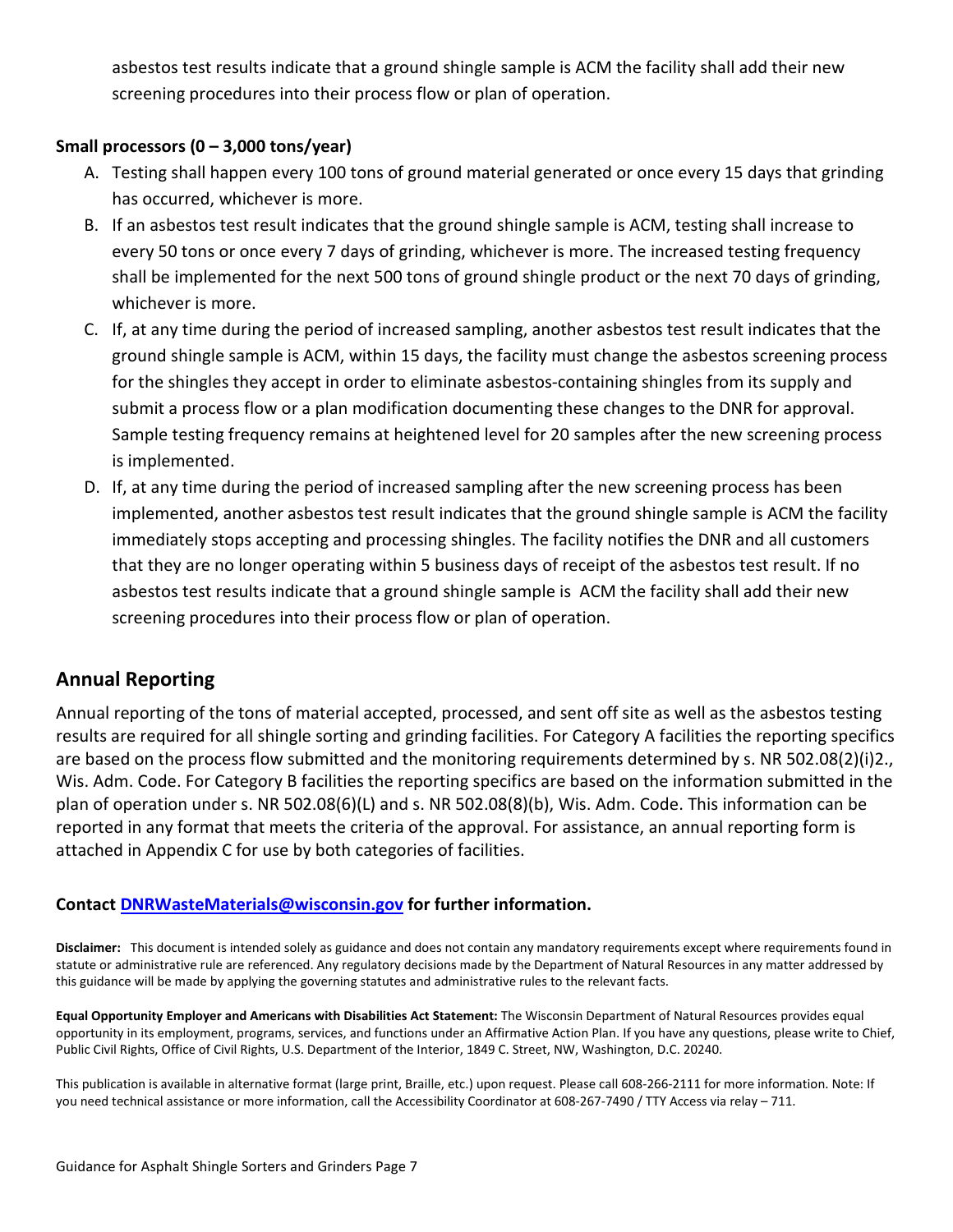asbestos test results indicate that a ground shingle sample is ACM the facility shall add their new screening procedures into their process flow or plan of operation.

**Small processors (0 – 3,000 tons/year)**

A. Testing shall happen every 100 tons of ground material generated or once every 15 days that grinding has occurred, whichever is more.
B. If an asbestos test result indicates that the ground shingle sample is ACM, testing shall increase to every 50 tons or once every 7 days of grinding, whichever is more. The increased testing frequency shall be implemented for the next 500 tons of ground shingle product or the next 70 days of grinding, whichever is more.
C. If, at any time during the period of increased sampling, another asbestos test result indicates that the ground shingle sample is ACM, within 15 days, the facility must change the asbestos screening process for the shingles they accept in order to eliminate asbestos-containing shingles from its supply and submit a process flow or a plan modification documenting these changes to the DNR for approval. Sample testing frequency remains at heightened level for 20 samples after the new screening process is implemented.
D. If, at any time during the period of increased sampling after the new screening process has been implemented, another asbestos test result indicates that the ground shingle sample is ACM the facility immediately stops accepting and processing shingles. The facility notifies the DNR and all customers that they are no longer operating within 5 business days of receipt of the asbestos test result. If no asbestos test results indicate that a ground shingle sample is ACM the facility shall add their new screening procedures into their process flow or plan of operation.

## Annual Reporting

Annual reporting of the tons of material accepted, processed, and sent off site as well as the asbestos testing results are required for all shingle sorting and grinding facilities. For Category A facilities the reporting specifics are based on the process flow submitted and the monitoring requirements determined by s. NR 502.08(2)(i)2., Wis. Adm. Code. For Category B facilities the reporting specifics are based on the information submitted in the plan of operation under s. NR 502.08(6)(L) and s. NR 502.08(8)(b), Wis. Adm. Code. This information can be reported in any format that meets the criteria of the approval. For assistance, an annual reporting form is attached in Appendix C for use by both categories of facilities.

**Contact [DNRWasteMaterials@wisconsin.gov](mailto:DNRWasteMaterials@wisconsin.gov) for further information.**

**Disclaimer:** This document is intended solely as guidance and does not contain any mandatory requirements except where requirements found in statute or administrative rule are referenced. Any regulatory decisions made by the Department of Natural Resources in any matter addressed by this guidance will be made by applying the governing statutes and administrative rules to the relevant facts.

**Equal Opportunity Employer and Americans with Disabilities Act Statement:** The Wisconsin Department of Natural Resources provides equal opportunity in its employment, programs, services, and functions under an Affirmative Action Plan. If you have any questions, please write to Chief, Public Civil Rights, Office of Civil Rights, U.S. Department of the Interior, 1849 C. Street, NW, Washington, D.C. 20240.

This publication is available in alternative format (large print, Braille, etc.) upon request. Please call 608-266-2111 for more information. Note: If you need technical assistance or more information, call the Accessibility Coordinator at 608-267-7490 / TTY Access via relay – 711.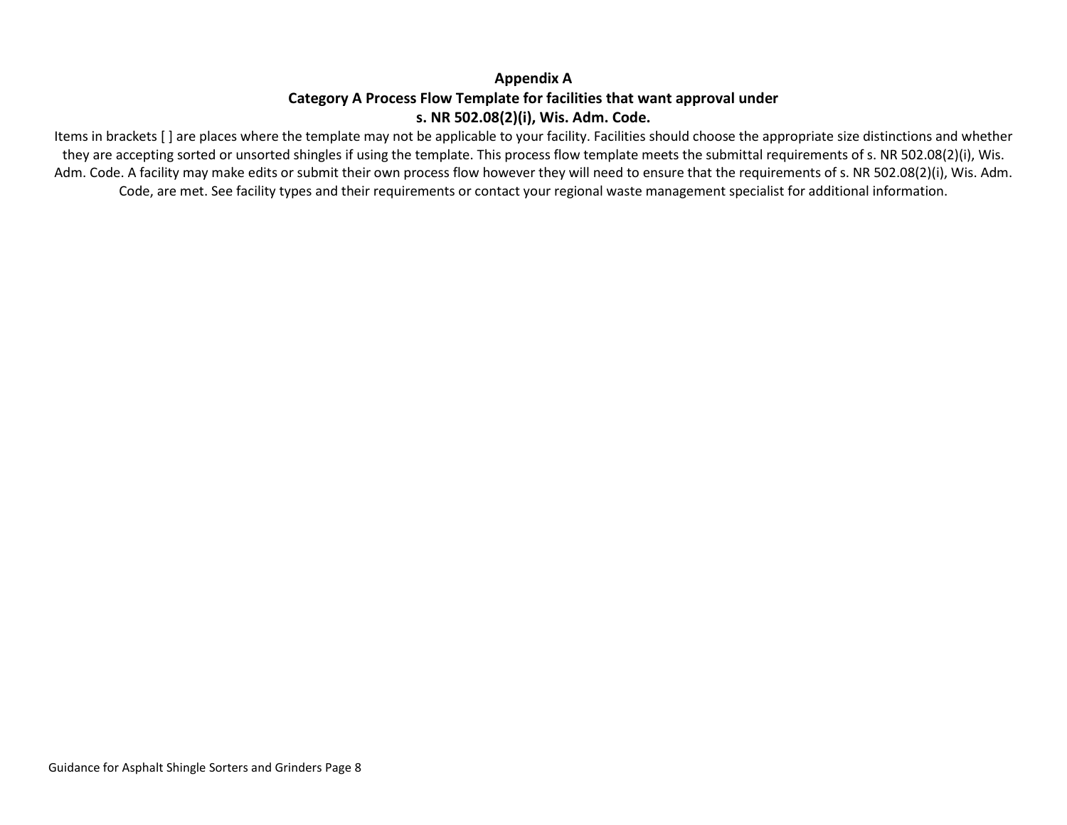**Appendix A**

**Category A Process Flow Template for facilities that want approval under s. NR 502.08(2)(i), Wis. Adm. Code.**

Items in brackets [ ] are places where the template may not be applicable to your facility. Facilities should choose the appropriate size distinctions and whether they are accepting sorted or unsorted shingles if using the template. This process flow template meets the submittal requirements of s. NR 502.08(2)(i), Wis. Adm. Code. A facility may make edits or submit their own process flow however they will need to ensure that the requirements of s. NR 502.08(2)(i), Wis. Adm. Code, are met. See facility types and their requirements or contact your regional waste management specialist for additional information.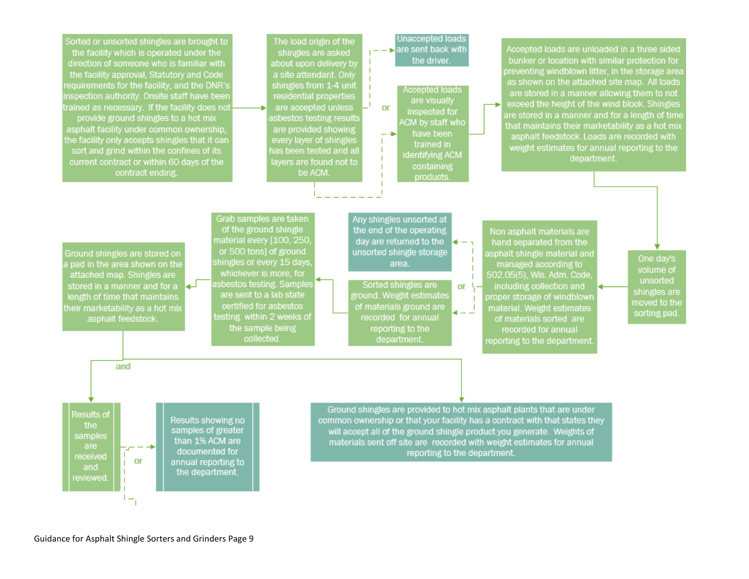Sorted or unsorted shingles are brought to the facility which is operated under the direction of someone who is familiar with the facility approval, Statutory and Code requirements for the facility, and the DNR's inspection authority. Onsite staff have been trained as necessary. If the facility does not provide ground shingles to a hot mix asphalt facility under common ownership, the facility only accepts shingles that it can sort and grind within the confines of its current contract or within 60 days of the contract ending.

The load origin of the shingles are asked about upon delivery by a site attendant. Only shingles from 1-4 unit residential properties are accepted unless asbestos testing results are provided showing every layer of shingles has been tested and all layers are found not to be ACM.

Unaccepted loads are sent back with the driver.

or

Accepted loads are visually inspected for ACM by staff who have been trained in identifying ACM containing products.

Accepted loads are unloaded in a three sided bunker or location with similar protection for preventing windblown litter, in the storage area as shown on the attached site map. All loads are stored in a manner allowing them to not exceed the height of the wind block. Shingles are stored in a manner and for a length of time that maintains their marketability as a hot mix asphalt feedstock. Loads are recorded with weight estimates for annual reporting to the department.

One day's volume of unsorted shingles are moved to the sorting pad.

Non asphalt materials are hand separated from the asphalt shingle material and managed according to 502.05(5), Wis. Adm. Code, including collection and proper storage of windblown material. Weight estimates of materials sorted are recorded for annual reporting to the department.

Any shingles unsorted at the end of the operating day are returned to the unsorted shingle storage area.

or

Sorted shingles are ground. Weight estimates of materials ground are recorded for annual reporting to the department.

Grab samples are taken of the ground shingle material every [100, 250, or 500 tons] of ground shingles or every 15 days, whichever is more, for asbestos testing. Samples are sent to a lab state certified for asbestos testing within 2 weeks of the sample being collected.

Ground shingles are stored on a pad in the area shown on the attached map. Shingles are stored in a manner and for a length of time that maintains their marketability as a hot mix asphalt feedstock.

and

Results of the samples are received and reviewed.

or

Results showing no samples of greater than 1% ACM are documented for annual reporting to the department.

Ground shingles are provided to hot mix asphalt plants that are under common ownership or that your facility has a contract with that states they will accept all of the ground shingle product you generate. Weights of materials sent off site are recorded with weight estimates for annual reporting to the department.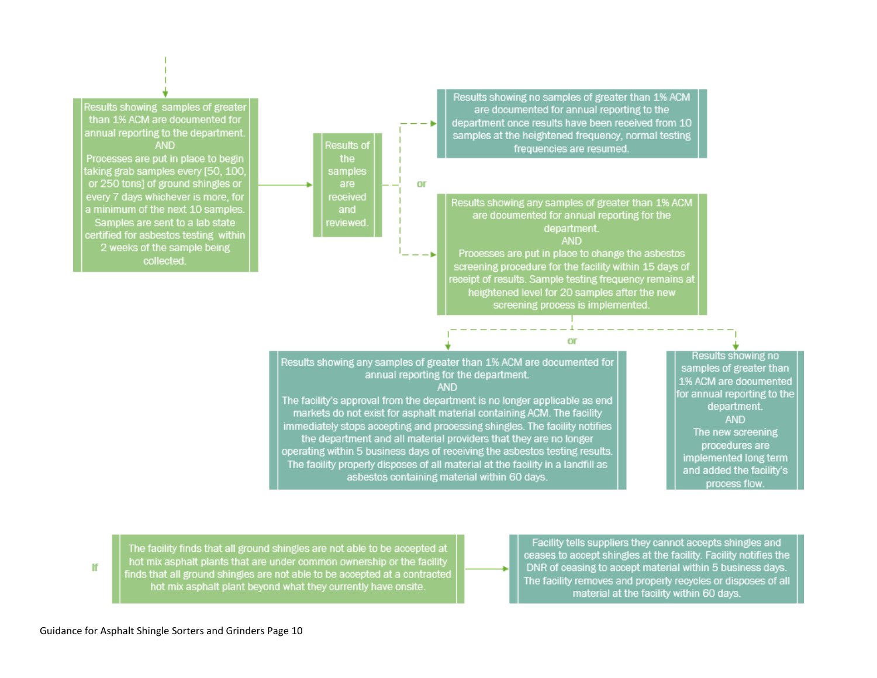Results showing samples of greater than 1% ACM are documented for annual reporting to the department.
AND
Processes are put in place to begin taking grab samples every [50, 100, or 250 tons] of ground shingles or every 7 days whichever is more, for a minimum of the next 10 samples. Samples are sent to a lab state certified for asbestos testing within 2 weeks of the sample being collected.

Results of the samples are received and reviewed.

Results showing no samples of greater than 1% ACM are documented for annual reporting to the department once results have been received from 10 samples at the heightened frequency, normal testing frequencies are resumed.

or

Results showing any samples of greater than 1% ACM are documented for annual reporting for the department.
AND
Processes are put in place to change the asbestos screening procedure for the facility within 15 days of receipt of results. Sample testing frequency remains at heightened level for 20 samples after the new screening process is implemented.

Results showing any samples of greater than 1% ACM are documented for annual reporting for the department.
AND
The facility's approval from the department is no longer applicable as end markets do not exist for asphalt material containing ACM. The facility immediately stops accepting and processing shingles. The facility notifies the department and all material providers that they are no longer operating within 5 business days of receiving the asbestos testing results. The facility properly disposes of all material at the facility in a landfill as asbestos containing material within 60 days.

or

Results showing no samples of greater than 1% ACM are documented for annual reporting to the department.
AND
The new screening procedures are implemented long term and added the facility's process flow.

If

The facility finds that all ground shingles are not able to be accepted at hot mix asphalt plants that are under common ownership or the facility finds that all ground shingles are not able to be accepted at a contracted hot mix asphalt plant beyond what they currently have onsite.

Facility tells suppliers they cannot accepts shingles and ceases to accept shingles at the facility. Facility notifies the DNR of ceasing to accept material within 5 business days. The facility removes and properly recycles or disposes of all material at the facility within 60 days.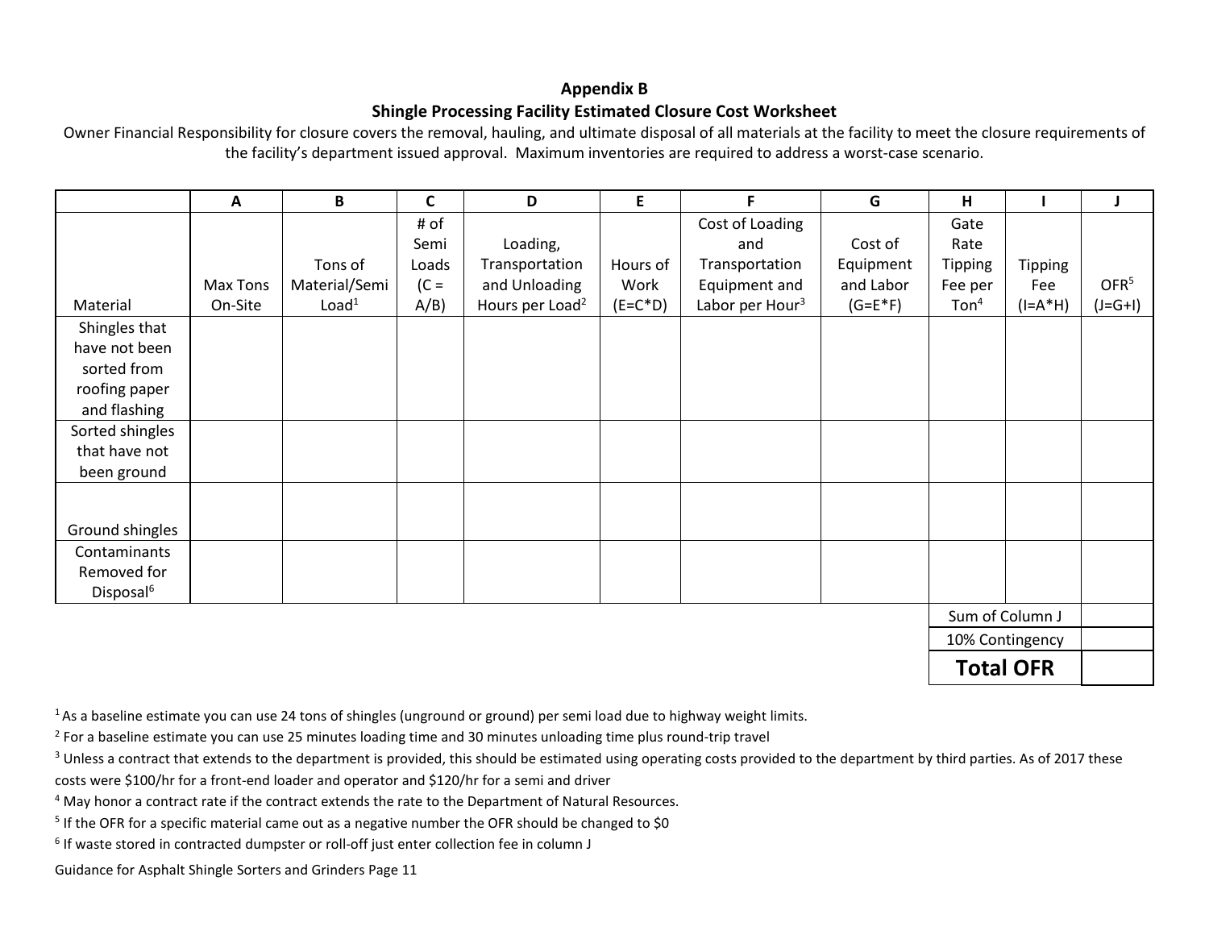**Appendix B**

**Shingle Processing Facility Estimated Closure Cost Worksheet**

Owner Financial Responsibility for closure covers the removal, hauling, and ultimate disposal of all materials at the facility to meet the closure requirements of the facility's department issued approval. Maximum inventories are required to address a worst-case scenario.

| | A | B | C | D | E | F | G | H | I | J |
|---|---|---|---|---|---|---|---|---|---|---|
| Material | Max Tons On-Site | Tons of Material/Semi Load[1] | # of Semi Loads (C = A/B) | Loading, Transportation and Unloading Hours per Load[2] | Hours of Work (E=C*D) | Cost of Loading and Transportation Equipment and Labor per Hour[3] | Cost of Equipment and Labor (G=E*F) | Gate Rate Tipping Fee per Ton[4] | Tipping Fee (I=A*H) | OFR[5] (J=G+I) |
| Shingles that have not been sorted from roofing paper and flashing | | | | | | | | | | |
| Sorted shingles that have not been ground | | | | | | | | | | |
| Ground shingles | | | | | | | | | | |
| Contaminants Removed for Disposal[6] | | | | | | | | | | |
| | | | | | | | | Sum of Column J | | |
| | | | | | | | | 10% Contingency | | |
| | | | | | | | | **Total OFR** | | |

[1] As a baseline estimate you can use 24 tons of shingles (unground or ground) per semi load due to highway weight limits.

[2] For a baseline estimate you can use 25 minutes loading time and 30 minutes unloading time plus round-trip travel

[3] Unless a contract that extends to the department is provided, this should be estimated using operating costs provided to the department by third parties. As of 2017 these costs were $100/hr for a front-end loader and operator and $120/hr for a semi and driver

[4] May honor a contract rate if the contract extends the rate to the Department of Natural Resources.

[5] If the OFR for a specific material came out as a negative number the OFR should be changed to $0

[6] If waste stored in contracted dumpster or roll-off just enter collection fee in column J

Guidance for Asphalt Shingle Sorters and Grinders Page 11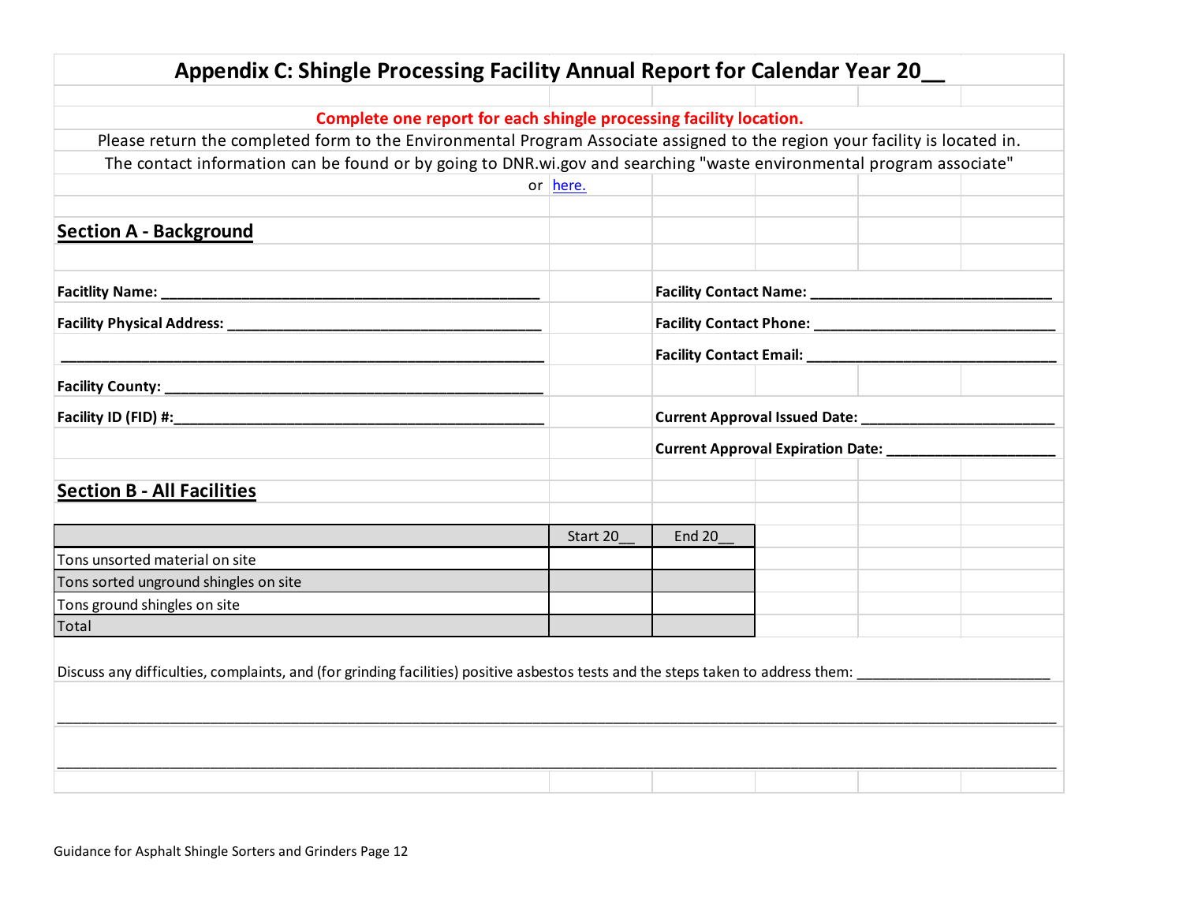# Appendix C: Shingle Processing Facility Annual Report for Calendar Year 20__

**Complete one report for each shingle processing facility location.**

Please return the completed form to the Environmental Program Associate assigned to the region your facility is located in.

The contact information can be found or by going to DNR.wi.gov and searching "waste environmental program associate"

or here.

## Section A - Background

**Facitlity Name:** ______________________________________________

**Facility Physical Address:** ______________________________________

___________________________________________________________

**Facility County:** _____________________________________________

**Facility ID (FID) #:**____________________________________________

**Facility Contact Name:** ____________________________

**Facility Contact Phone:** ____________________________

**Facility Contact Email:** ____________________________

**Current Approval Issued Date:** ______________________

**Current Approval Expiration Date:** ___________________

## Section B - All Facilities

| | Start 20__ | End 20__ |
|---|---|---|
| Tons unsorted material on site | | |
| Tons sorted unground shingles on site | | |
| Tons ground shingles on site | | |
| Total | | |

Discuss any difficulties, complaints, and (for grinding facilities) positive asbestos tests and the steps taken to address them: _______________________

______________________________________________________________________________________________________

______________________________________________________________________________________________________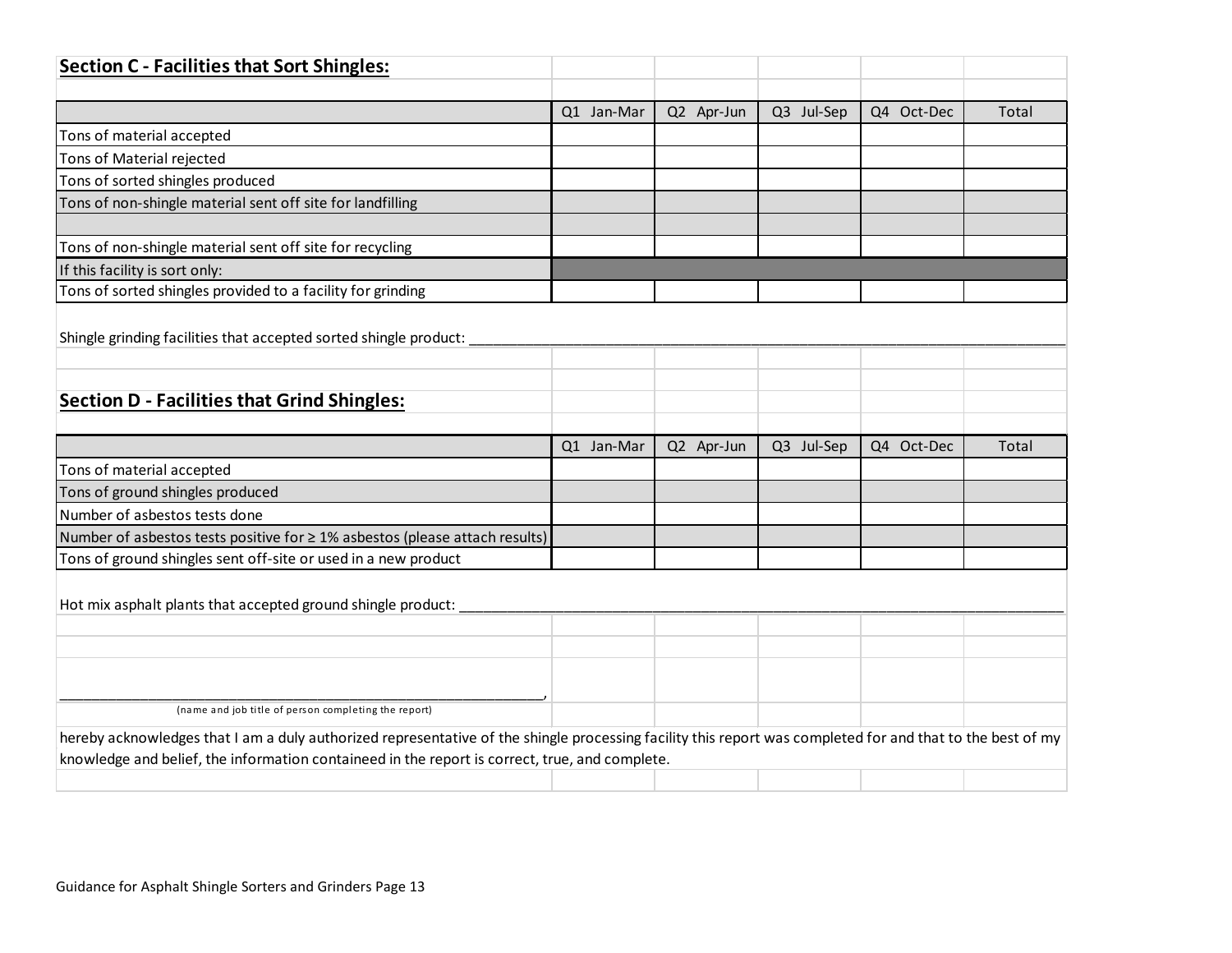## Section C - Facilities that Sort Shingles:

| | Q1 Jan-Mar | Q2 Apr-Jun | Q3 Jul-Sep | Q4 Oct-Dec | Total |
|---|---|---|---|---|---|
| Tons of material accepted | | | | | |
| Tons of Material rejected | | | | | |
| Tons of sorted shingles produced | | | | | |
| Tons of non-shingle material sent off site for landfilling | | | | | |
| | | | | | |
| Tons of non-shingle material sent off site for recycling | | | | | |
| If this facility is sort only: | | | | | |
| Tons of sorted shingles provided to a facility for grinding | | | | | |

Shingle grinding facilities that accepted sorted shingle product: ____________________________________________

## Section D - Facilities that Grind Shingles:

| | Q1 Jan-Mar | Q2 Apr-Jun | Q3 Jul-Sep | Q4 Oct-Dec | Total |
|---|---|---|---|---|---|
| Tons of material accepted | | | | | |
| Tons of ground shingles produced | | | | | |
| Number of asbestos tests done | | | | | |
| Number of asbestos tests positive for ≥ 1% asbestos (please attach results) | | | | | |
| Tons of ground shingles sent off-site or used in a new product | | | | | |

Hot mix asphalt plants that accepted ground shingle product: ____________________________________________

____________________________________________,
(name and job title of person completing the report)

hereby acknowledges that I am a duly authorized representative of the shingle processing facility this report was completed for and that to the best of my knowledge and belief, the information containeed in the report is correct, true, and complete.

Guidance for Asphalt Shingle Sorters and Grinders Page 13